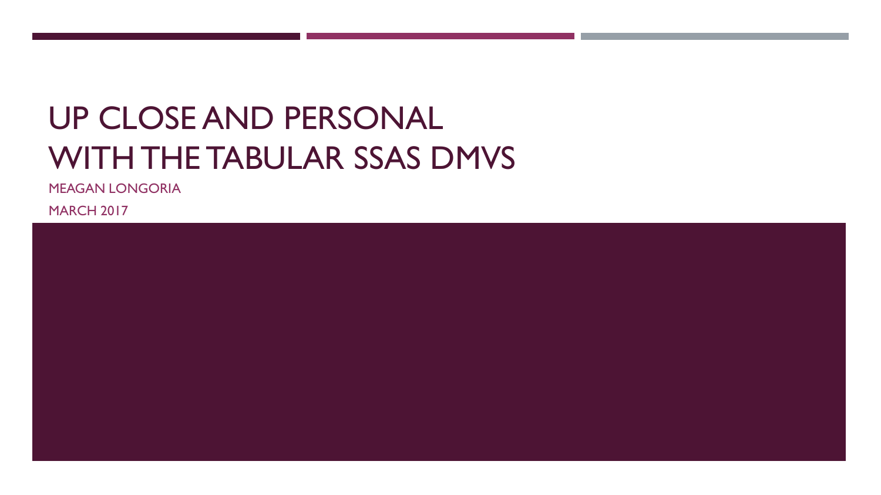# UP CLOSE AND PERSONAL WITH THE TABULAR SSAS DMVS

MEAGAN LONGORIA

MARCH 2017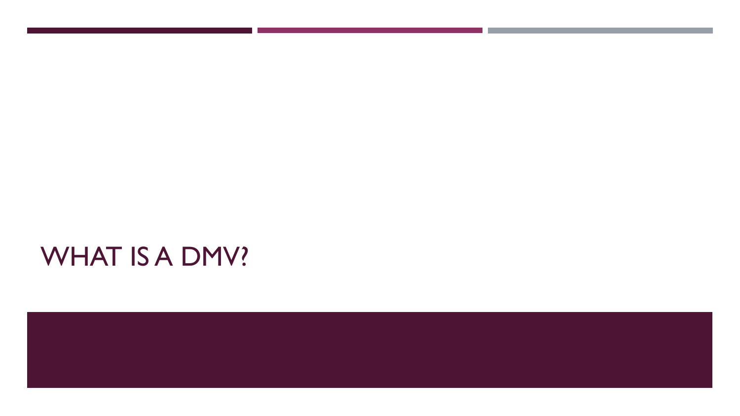# WHAT IS A DMV?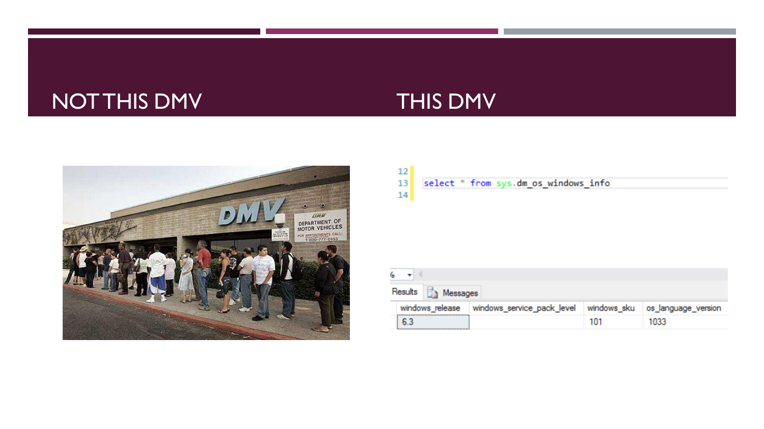# NOT THIS DMV

# THIS DMV

```sql
select * from sys.dm_os_windows_info
```

| windows_release | windows_service_pack_level | windows_sku | os_language_version |
|---|---|---|---|
| 6.3 | | 101 | 1033 |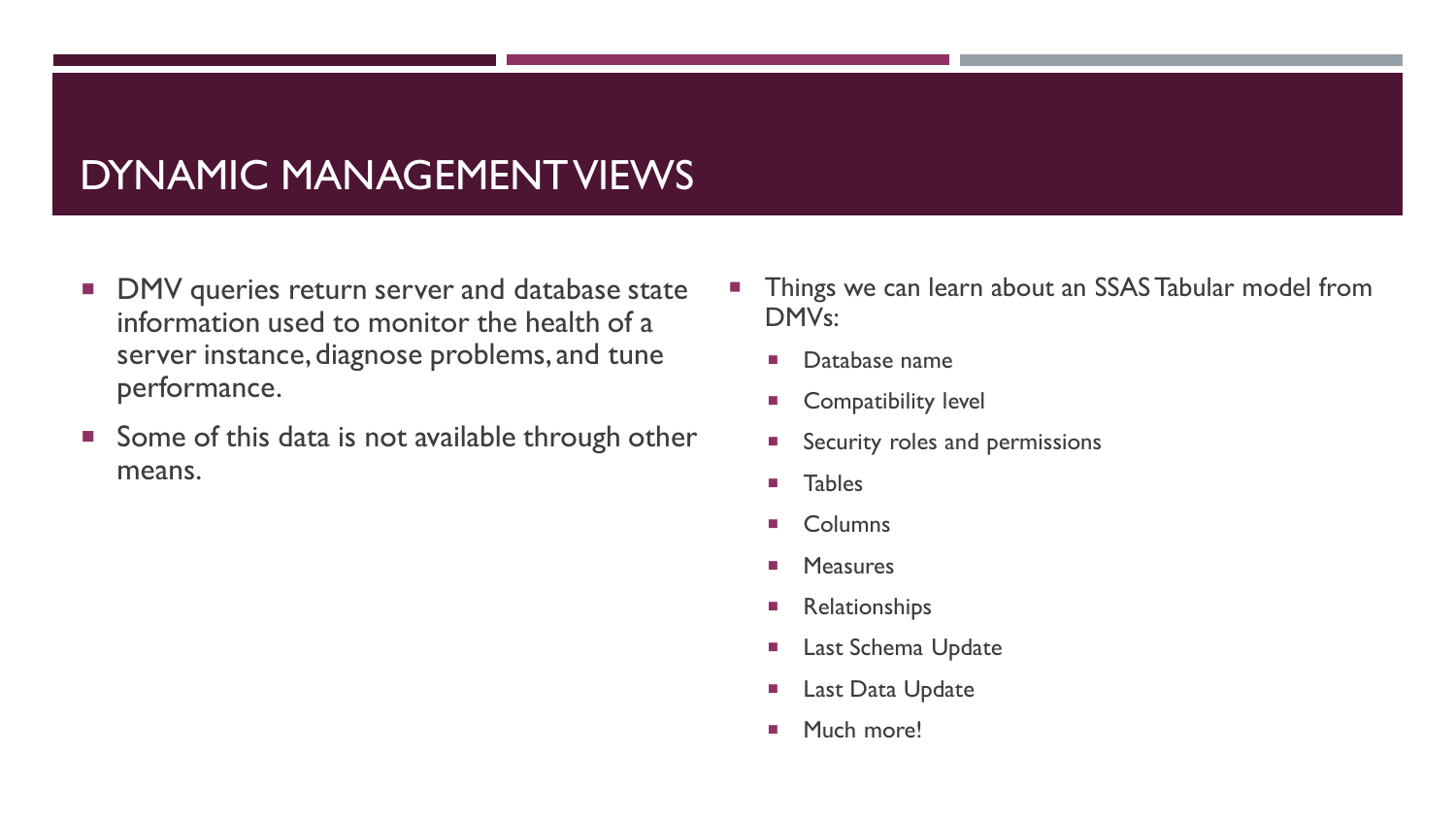# DYNAMIC MANAGEMENT VIEWS

- DMV queries return server and database state information used to monitor the health of a server instance, diagnose problems, and tune performance.
- Some of this data is not available through other means.

- Things we can learn about an SSAS Tabular model from DMVs:
  - Database name
  - Compatibility level
  - Security roles and permissions
  - Tables
  - Columns
  - Measures
  - Relationships
  - Last Schema Update
  - Last Data Update
  - Much more!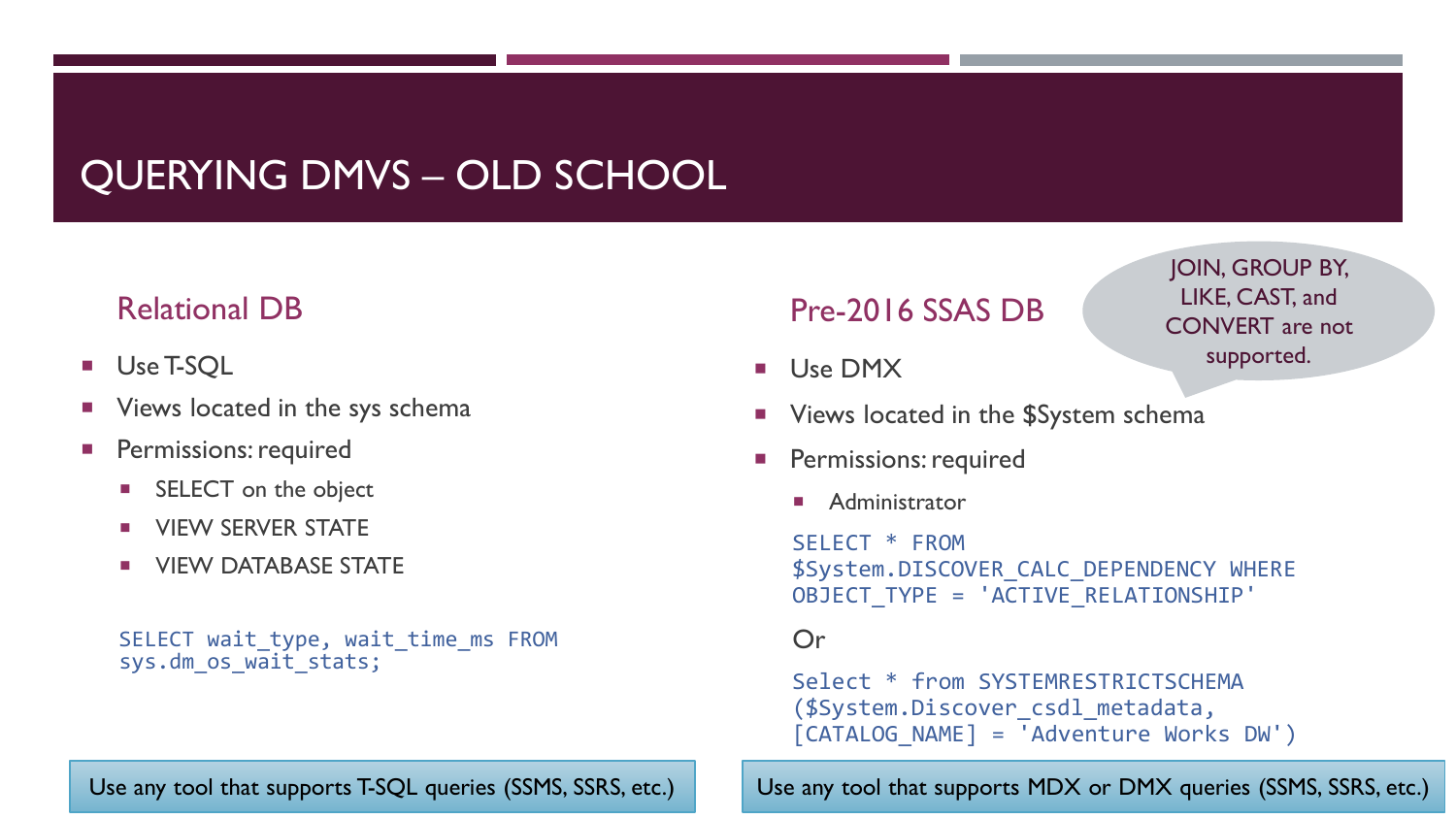# QUERYING DMVS – OLD SCHOOL

## Relational DB

- Use T-SQL
- Views located in the sys schema
- Permissions: required
  - SELECT on the object
  - VIEW SERVER STATE
  - VIEW DATABASE STATE

```
SELECT wait_type, wait_time_ms FROM
sys.dm_os_wait_stats;
```

Use any tool that supports T-SQL queries (SSMS, SSRS, etc.)

## Pre-2016 SSAS DB

JOIN, GROUP BY, LIKE, CAST, and CONVERT are not supported.

- Use DMX
- Views located in the $System schema
- Permissions: required
  - Administrator

```
SELECT * FROM
$System.DISCOVER_CALC_DEPENDENCY WHERE
OBJECT_TYPE = 'ACTIVE_RELATIONSHIP'
```

Or

```
Select * from SYSTEMRESTRICTSCHEMA
($System.Discover_csdl_metadata,
[CATALOG_NAME] = 'Adventure Works DW')
```

Use any tool that supports MDX or DMX queries (SSMS, SSRS, etc.)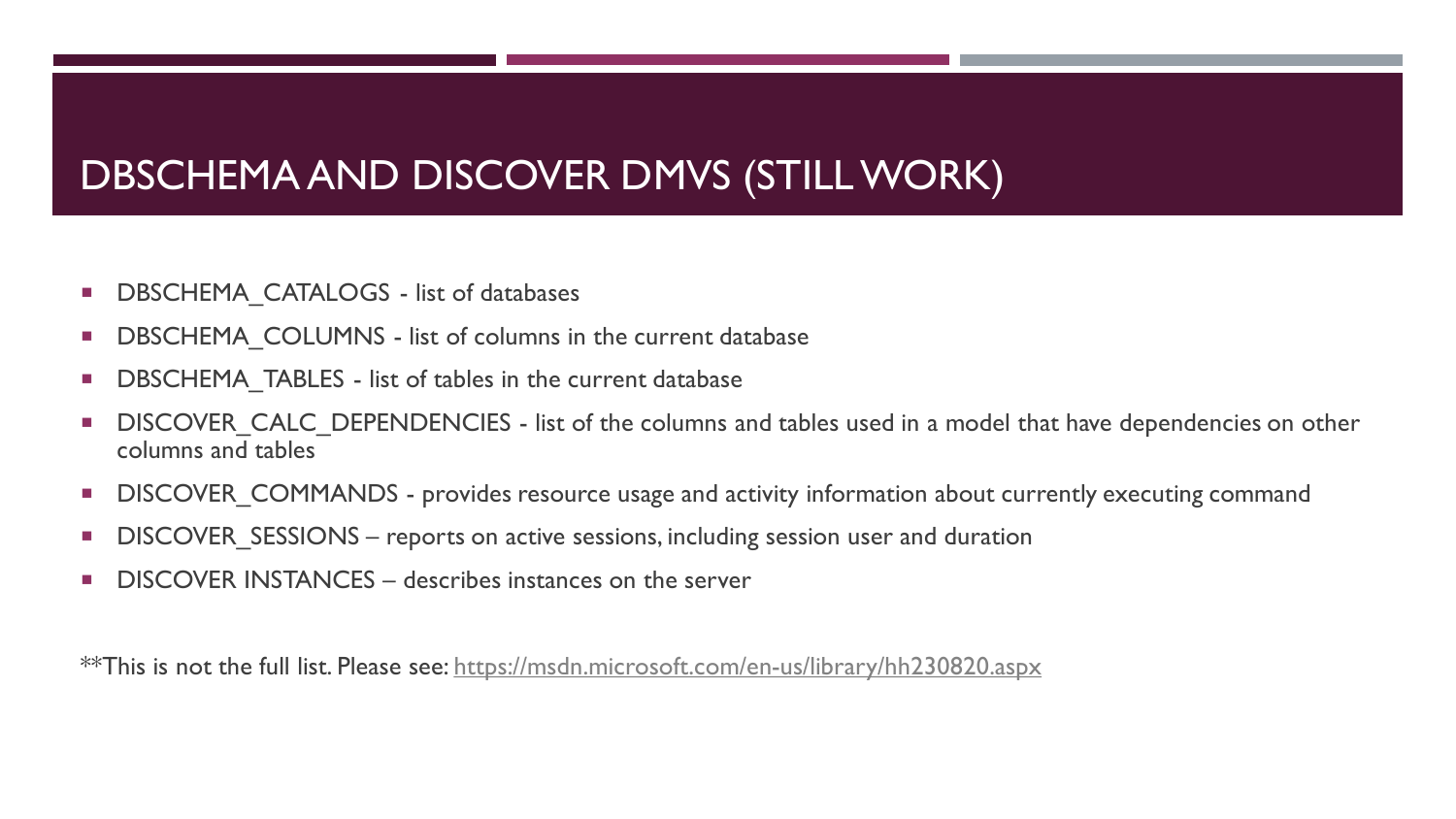# DBSCHEMA AND DISCOVER DMVS (STILL WORK)

- DBSCHEMA_CATALOGS - list of databases
- DBSCHEMA_COLUMNS - list of columns in the current database
- DBSCHEMA_TABLES - list of tables in the current database
- DISCOVER_CALC_DEPENDENCIES - list of the columns and tables used in a model that have dependencies on other columns and tables
- DISCOVER_COMMANDS - provides resource usage and activity information about currently executing command
- DISCOVER_SESSIONS – reports on active sessions, including session user and duration
- DISCOVER INSTANCES – describes instances on the server

**This is not the full list. Please see: [https://msdn.microsoft.com/en-us/library/hh230820.aspx](https://msdn.microsoft.com/en-us/library/hh230820.aspx)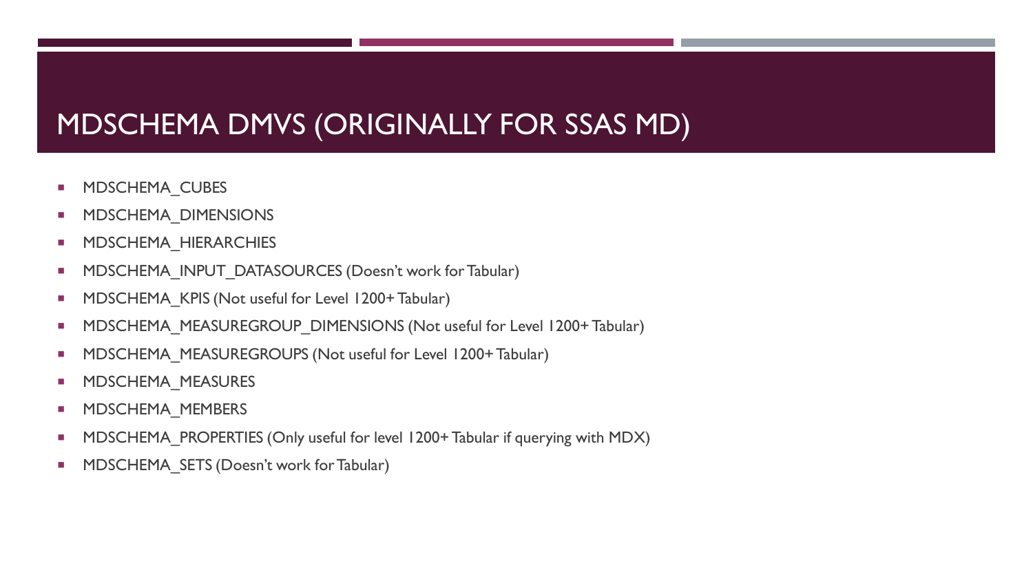# MDSCHEMA DMVS (ORIGINALLY FOR SSAS MD)

- MDSCHEMA_CUBES
- MDSCHEMA_DIMENSIONS
- MDSCHEMA_HIERARCHIES
- MDSCHEMA_INPUT_DATASOURCES (Doesn't work for Tabular)
- MDSCHEMA_KPIS (Not useful for Level 1200+ Tabular)
- MDSCHEMA_MEASUREGROUP_DIMENSIONS (Not useful for Level 1200+ Tabular)
- MDSCHEMA_MEASUREGROUPS (Not useful for Level 1200+ Tabular)
- MDSCHEMA_MEASURES
- MDSCHEMA_MEMBERS
- MDSCHEMA_PROPERTIES (Only useful for level 1200+ Tabular if querying with MDX)
- MDSCHEMA_SETS (Doesn't work for Tabular)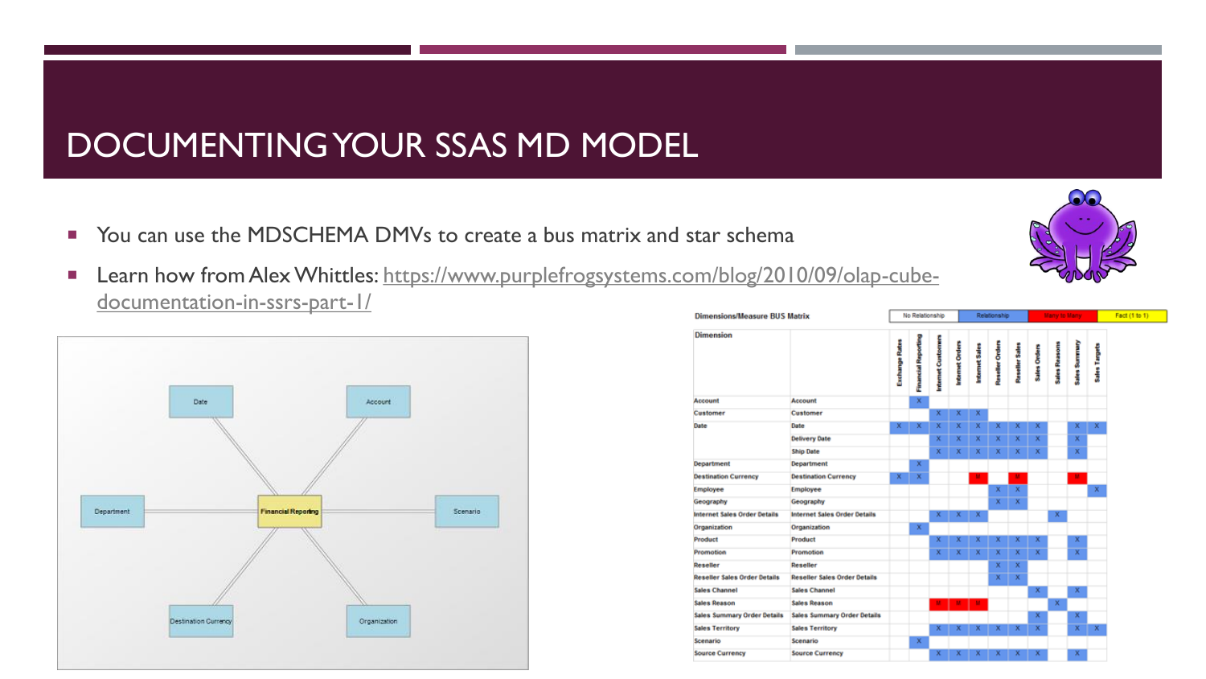# DOCUMENTING YOUR SSAS MD MODEL

- You can use the MDSCHEMA DMVs to create a bus matrix and star schema
- Learn how from Alex Whittles: https://www.purplefrogsystems.com/blog/2010/09/olap-cube-documentation-in-ssrs-part-1/

Date, Account, Department, Financial Reporting, Scenario, Destination Currency, Organization

**Dimensions/Measure BUS Matrix**

No Relationship | Relationship | Many to Many | Fact (1 to 1)

| Dimension | | Exchange Rates | Financial Reporting | Internet Customers | Internet Orders | Internet Sales | Reseller Orders | Reseller Sales | Sales Orders | Sales Reasons | Sales Summary | Sales Targets |
|---|---|---|---|---|---|---|---|---|---|---|---|---|
| Account | Account | | X | | | | | | | | | |
| Customer | Customer | | | X | X | X | | | | | | |
| Date | Date | X | X | X | X | X | X | X | X | | X | X |
| | Delivery Date | | | X | X | X | X | X | X | | X | |
| | Ship Date | | | X | X | X | X | X | X | | X | |
| Department | Department | | X | | | | | | | | | |
| Destination Currency | Destination Currency | X | X | | | M | | M | | | M | |
| Employee | Employee | | | | | | X | X | | | | X |
| Geography | Geography | | | | | | X | X | | | | |
| Internet Sales Order Details | Internet Sales Order Details | | | X | X | X | | | | X | | |
| Organization | Organization | | X | | | | | | | | | |
| Product | Product | | | X | X | X | X | X | X | | X | |
| Promotion | Promotion | | | X | X | X | X | X | X | | X | |
| Reseller | Reseller | | | | | | X | X | | | | |
| Reseller Sales Order Details | Reseller Sales Order Details | | | | | | X | X | | | | |
| Sales Channel | Sales Channel | | | | | | | | X | | X | |
| Sales Reason | Sales Reason | | | M | M | M | | | | X | | |
| Sales Summary Order Details | Sales Summary Order Details | | | | | | | | X | | X | |
| Sales Territory | Sales Territory | | | X | X | X | X | X | X | | X | X |
| Scenario | Scenario | | X | | | | | | | | | |
| Source Currency | Source Currency | | | X | X | X | X | X | X | | X | |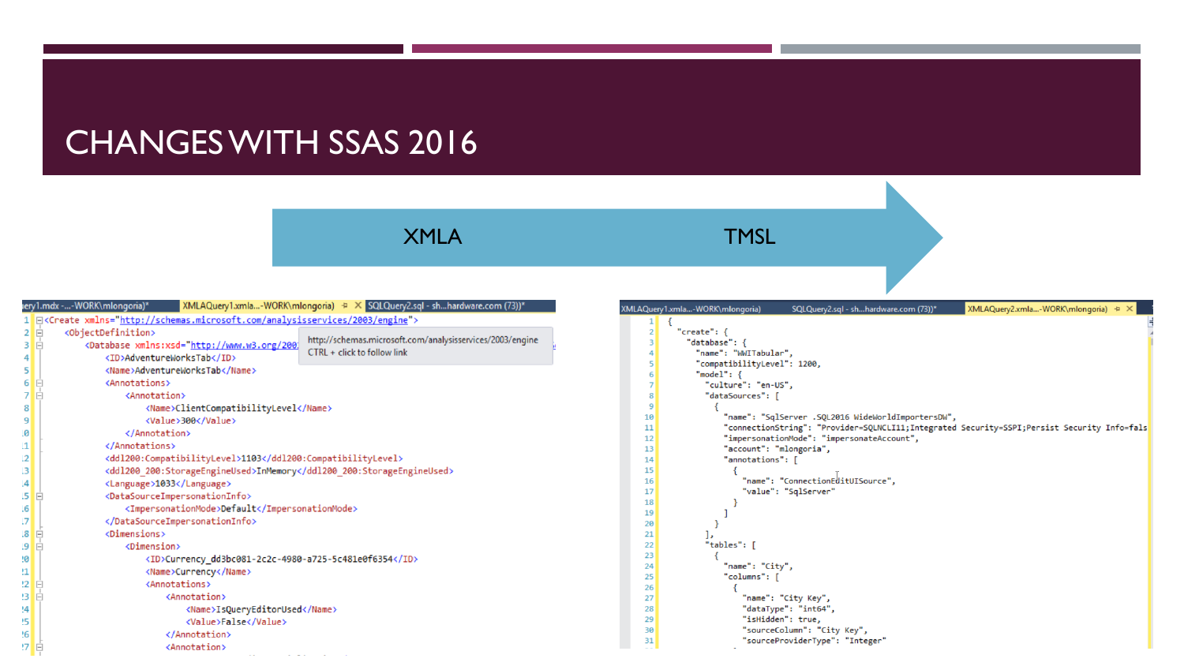# CHANGES WITH SSAS 2016

XMLA → TMSL

```xml
<Create xmlns="http://schemas.microsoft.com/analysisservices/2003/engine">
  <ObjectDefinition>
    <Database xmlns:xsd="http://www.w3.org/200
      <ID>AdventureWorksTab</ID>
      <Name>AdventureWorksTab</Name>
      <Annotations>
        <Annotation>
          <Name>ClientCompatibilityLevel</Name>
          <Value>300</Value>
        </Annotation>
      </Annotations>
      <ddl200:CompatibilityLevel>1103</ddl200:CompatibilityLevel>
      <ddl200_200:StorageEngineUsed>InMemory</ddl200_200:StorageEngineUsed>
      <Language>1033</Language>
      <DataSourceImpersonationInfo>
        <ImpersonationMode>Default</ImpersonationMode>
      </DataSourceImpersonationInfo>
      <Dimensions>
        <Dimension>
          <ID>Currency_dd3bc081-2c2c-4980-a725-5c481e0f6354</ID>
          <Name>Currency</Name>
          <Annotations>
            <Annotation>
              <Name>IsQueryEditorUsed</Name>
              <Value>False</Value>
            </Annotation>
            <Annotation>
```

```json
{
  "create": {
    "database": {
      "name": "WWITabular",
      "compatibilityLevel": 1200,
      "model": {
        "culture": "en-US",
        "dataSources": [
          {
            "name": "SqlServer .SQL2016 WideWorldImportersDW",
            "connectionString": "Provider=SQLNCLI11;Integrated Security=SSPI;Persist Security Info=fals
            "impersonationMode": "impersonateAccount",
            "account": "mlongoria",
            "annotations": [
              {
                "name": "ConnectionEditUISource",
                "value": "SqlServer"
              }
            ]
          }
        ],
        "tables": [
          {
            "name": "City",
            "columns": [
              {
                "name": "City Key",
                "dataType": "int64",
                "isHidden": true,
                "sourceColumn": "City Key",
                "sourceProviderType": "Integer"
```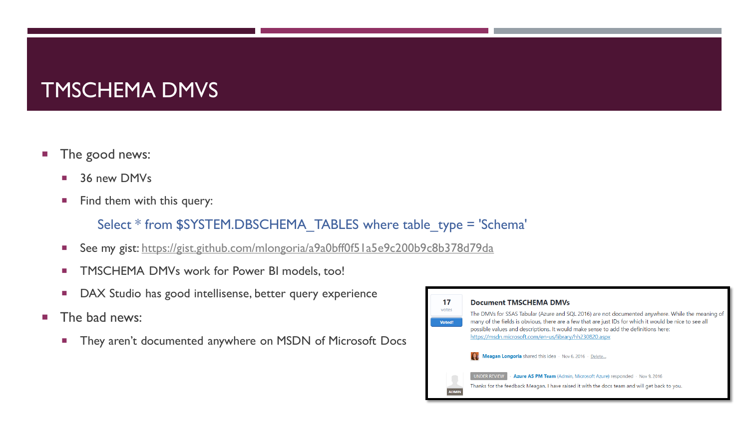# TMSCHEMA DMVS

- The good news:
  - 36 new DMVs
  - Find them with this query:

    ```
    Select * from $SYSTEM.DBSCHEMA_TABLES where table_type = 'Schema'
    ```

  - See my gist: https://gist.github.com/mlongoria/a9a0bff0f51a5e9c200b9c8b378d79da
  - TMSCHEMA DMVs work for Power BI models, too!
  - DAX Studio has good intellisense, better query experience
- The bad news:
  - They aren't documented anywhere on MSDN of Microsoft Docs

17 votes

Voted!

**Document TMSCHEMA DMVs**

The DMVs for SSAS Tabular (Azure and SQL 2016) are not documented anywhere. While the meaning of many of the fields is obvious, there are a few that are just IDs for which it would be nice to see all possible values and descriptions. It would make sense to add the definitions here: https://msdn.microsoft.com/en-us/library/hh230820.aspx

Meagan Longoria shared this idea · Nov 6, 2016 · Delete...

UNDER REVIEW · Azure AS PM Team (Admin, Microsoft Azure) responded · Nov 9, 2016

Thanks for the feedback Meagan. I have raised it with the docs team and will get back to you.

ADMIN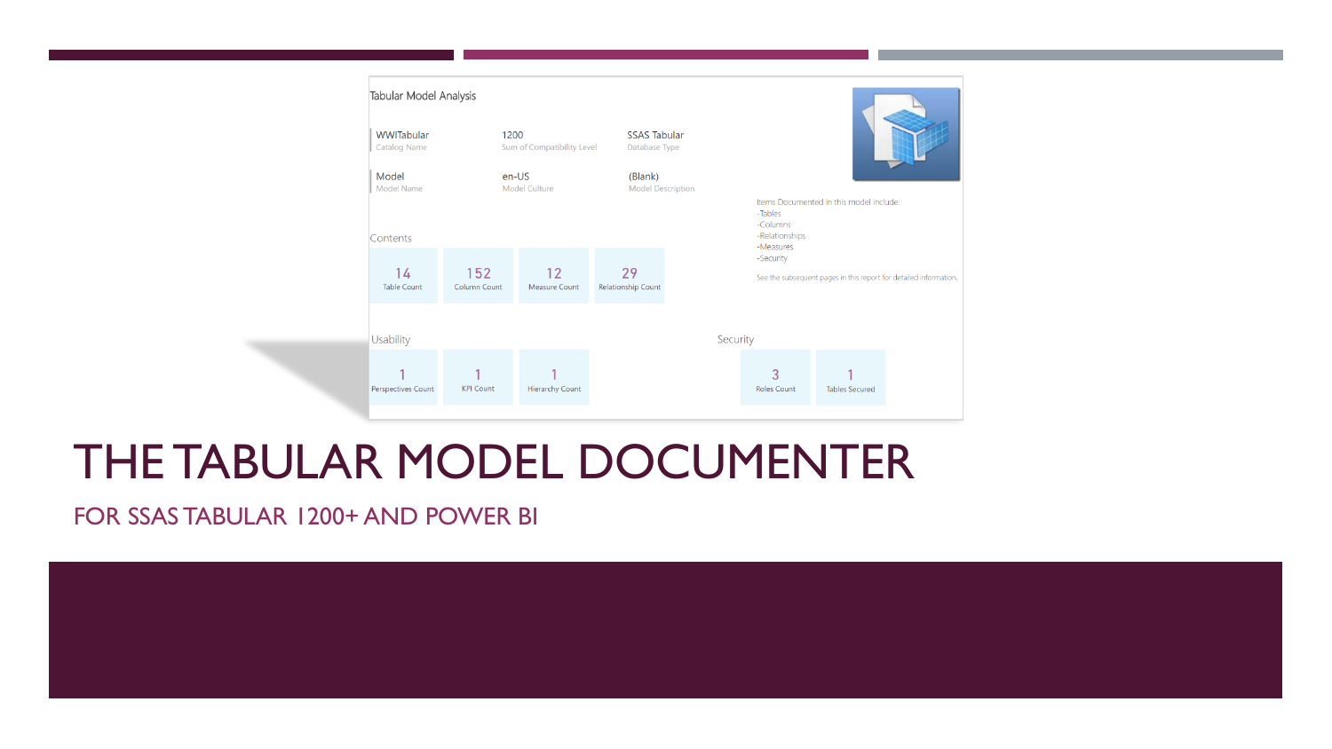Tabular Model Analysis

| | | |
|---|---|---|
| WWITabular | 1200 | SSAS Tabular |
| Catalog Name | Sum of Compatibility Level | Database Type |
| Model | en-US | (Blank) |
| Model Name | Model Culture | Model Description |

Items Documented in this model include:
-Tables
-Columns
-Relationships
-Measures
-Security

See the subsequent pages in this report for detailed information.

Contents

| 14 | 152 | 12 | 29 |
|---|---|---|---|
| Table Count | Column Count | Measure Count | Relationship Count |

Usability

| 1 | 1 | 1 |
|---|---|---|
| Perspectives Count | KPI Count | Hierarchy Count |

Security

| 3 | 1 |
|---|---|
| Roles Count | Tables Secured |

# THE TABULAR MODEL DOCUMENTER

## FOR SSAS TABULAR 1200+ AND POWER BI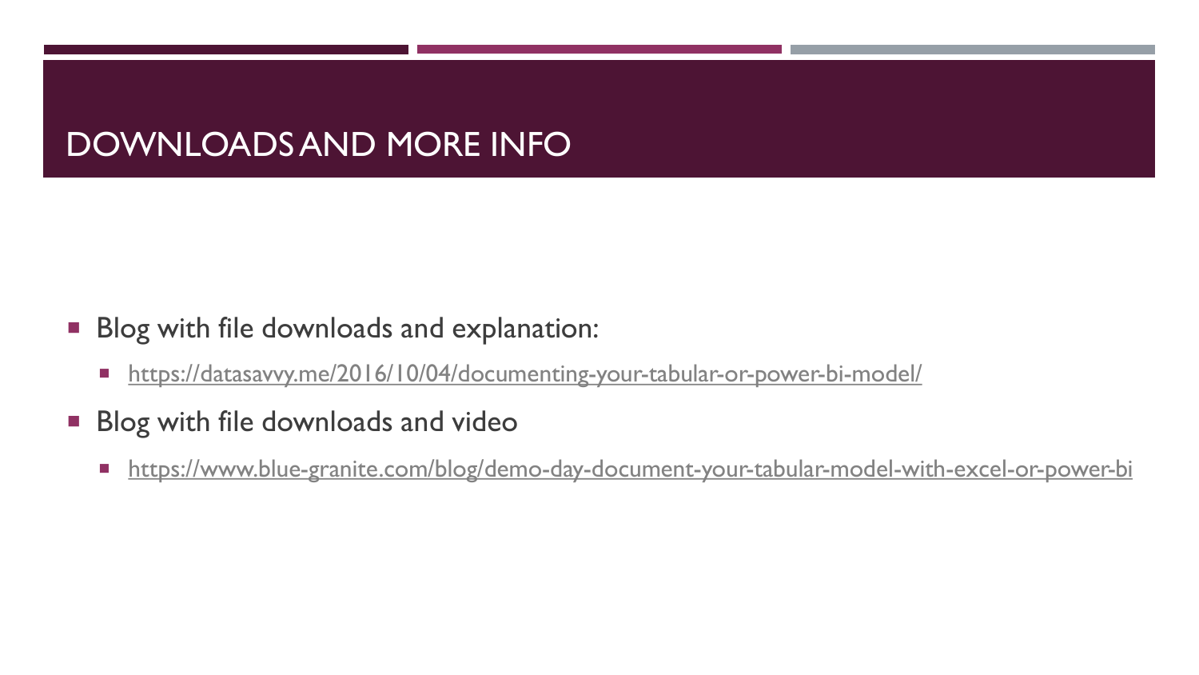# DOWNLOADS AND MORE INFO

- Blog with file downloads and explanation:
  - https://datasavvy.me/2016/10/04/documenting-your-tabular-or-power-bi-model/
- Blog with file downloads and video
  - https://www.blue-granite.com/blog/demo-day-document-your-tabular-model-with-excel-or-power-bi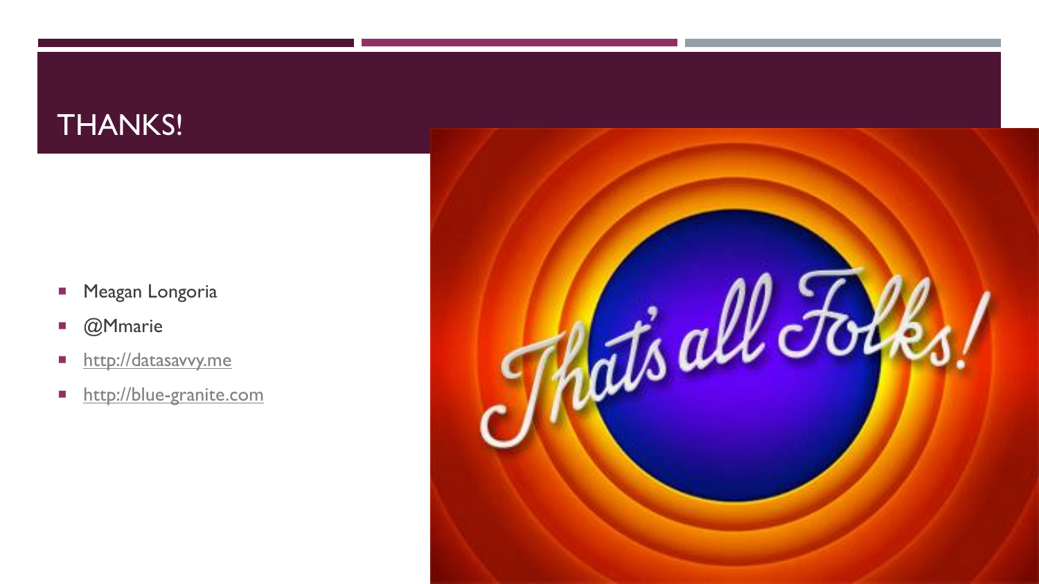# THANKS!

- Meagan Longoria
- @Mmarie
- http://datasavvy.me
- http://blue-granite.com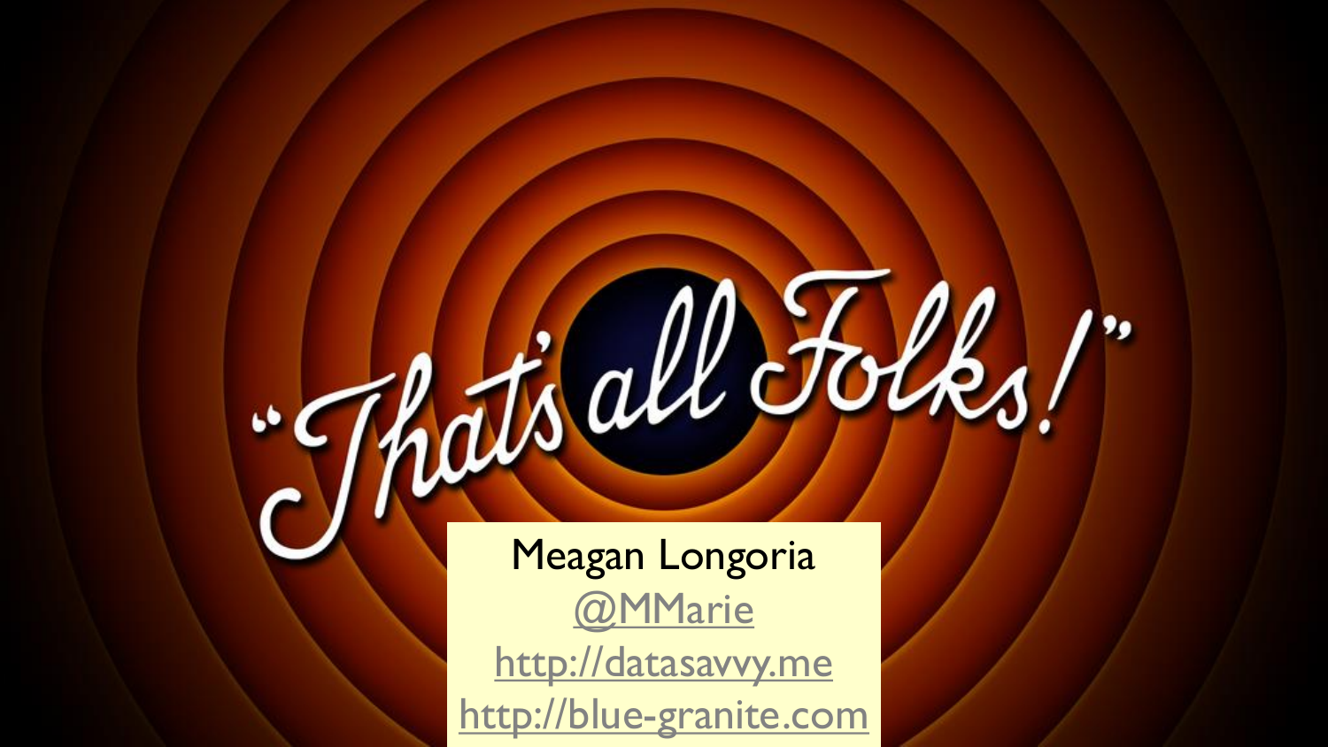"That's all Folks!"

Meagan Longoria

@MMarie

http://datasavvy.me

http://blue-granite.com